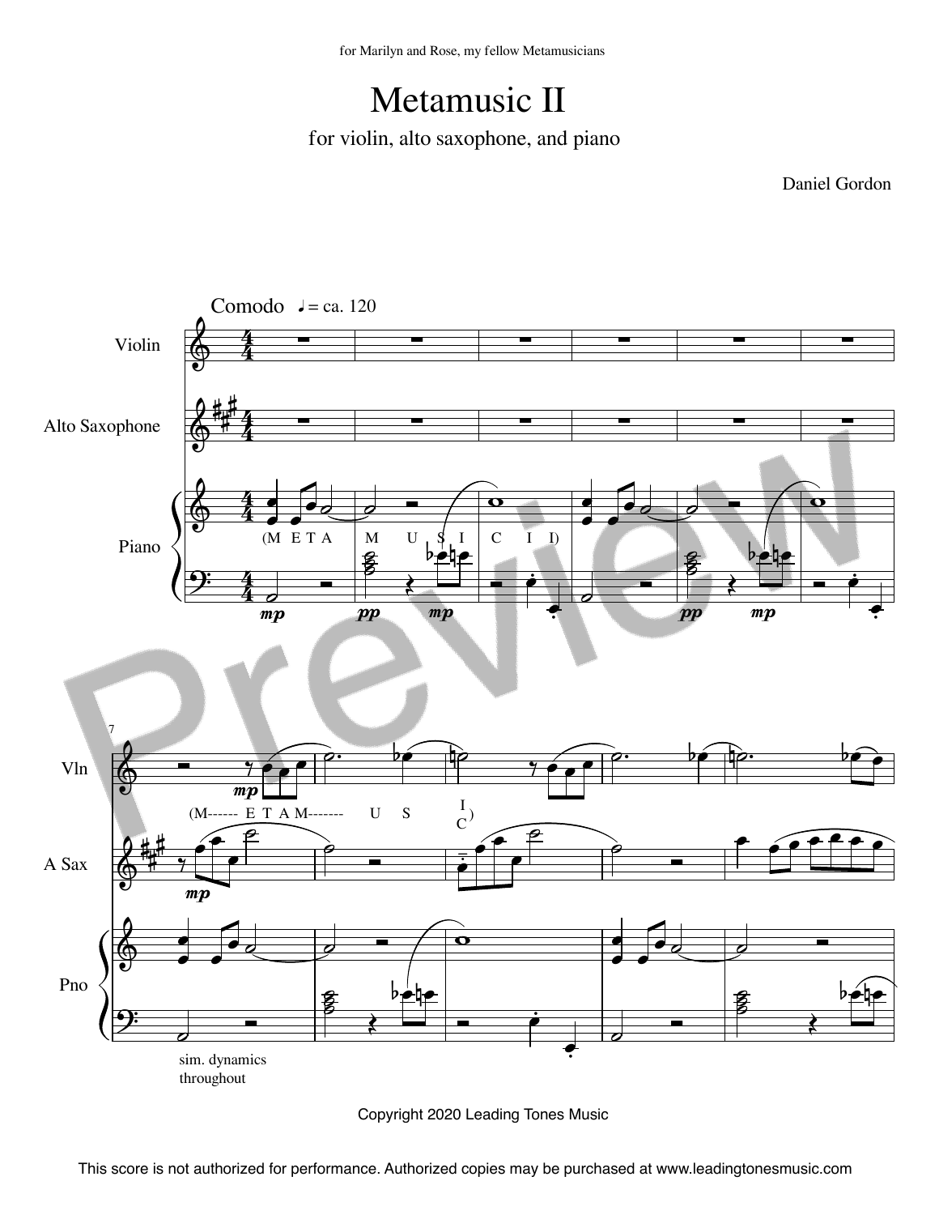for Marilyn and Rose, my fellow Metamusicians

# Metamusic II

for violin, alto saxophone, and piano

Daniel Gordon

Comodo ♩ = ca. 120

Violin

Alto Saxophone

Piano

(M E T A M U S I C I I)

sim. dynamics throughout

(M------ E T A M------- U S I C)

Copyright 2020 Leading Tones Music

This score is not authorized for performance. Authorized copies may be purchased at www.leadingtonesmusic.com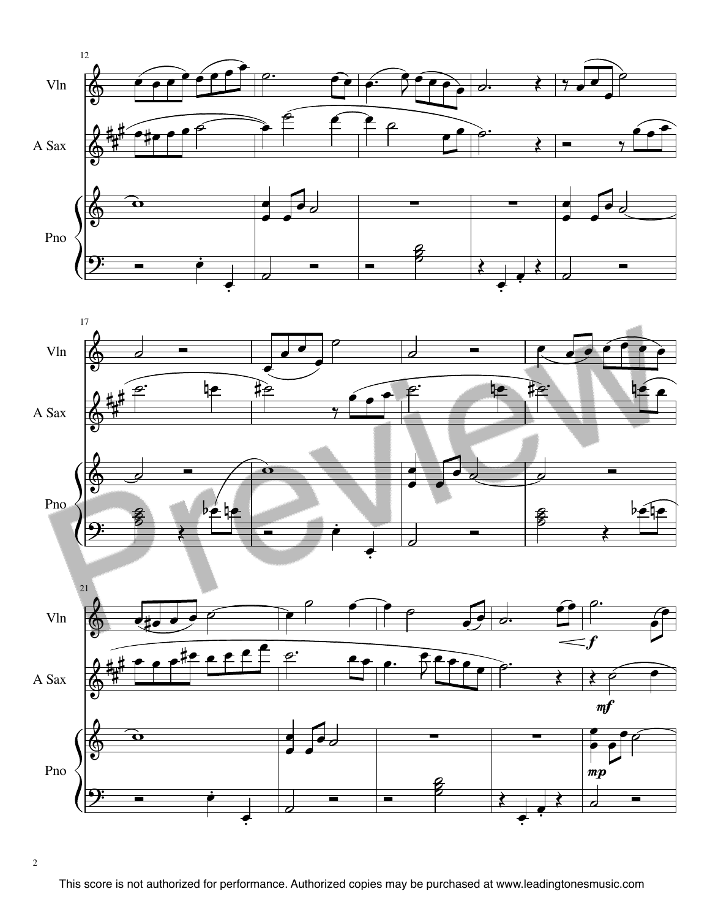This score is not authorized for performance. Authorized copies may be purchased at www.leadingtonesmusic.com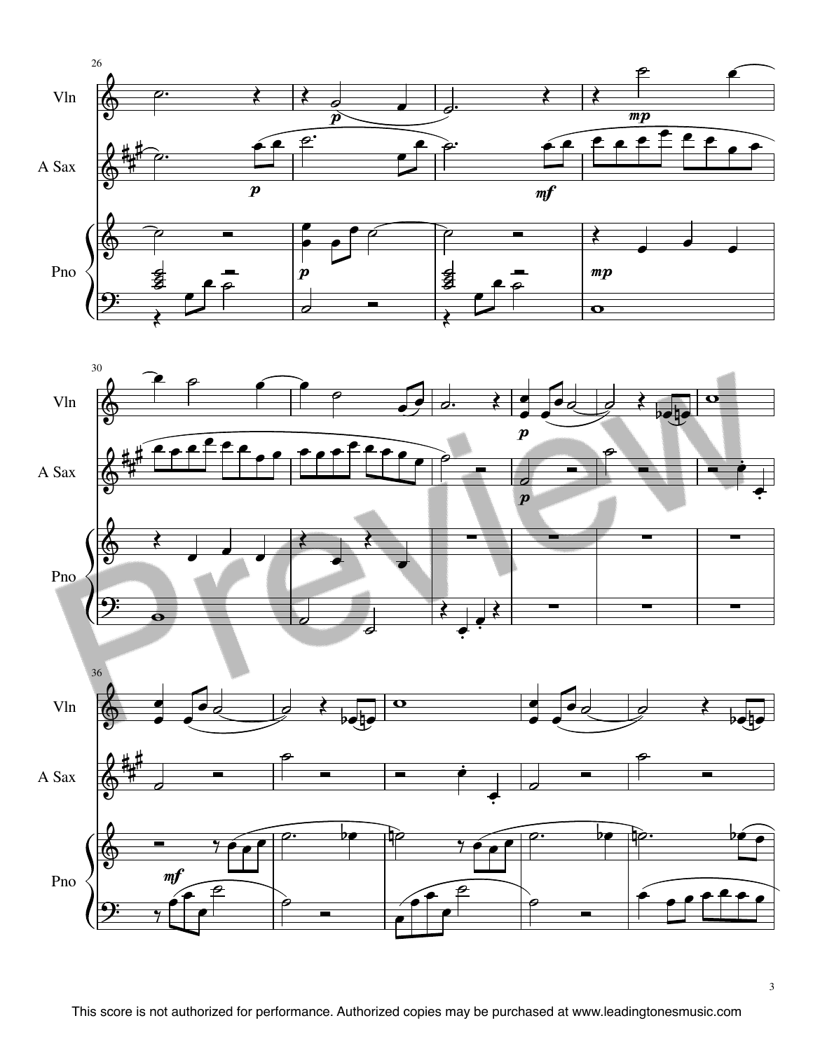This score is not authorized for performance. Authorized copies may be purchased at www.leadingtonesmusic.com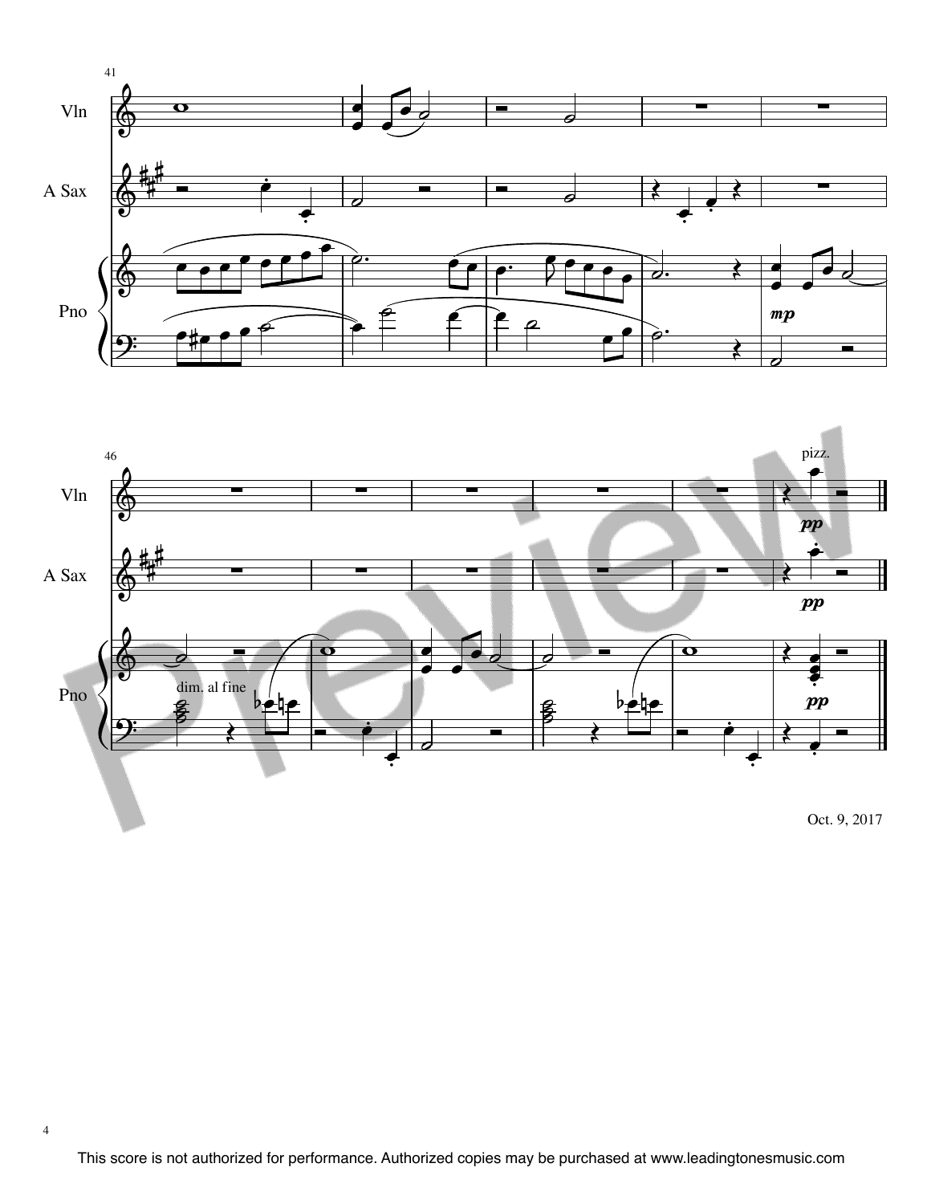Oct. 9, 2017

This score is not authorized for performance. Authorized copies may be purchased at www.leadingtonesmusic.com